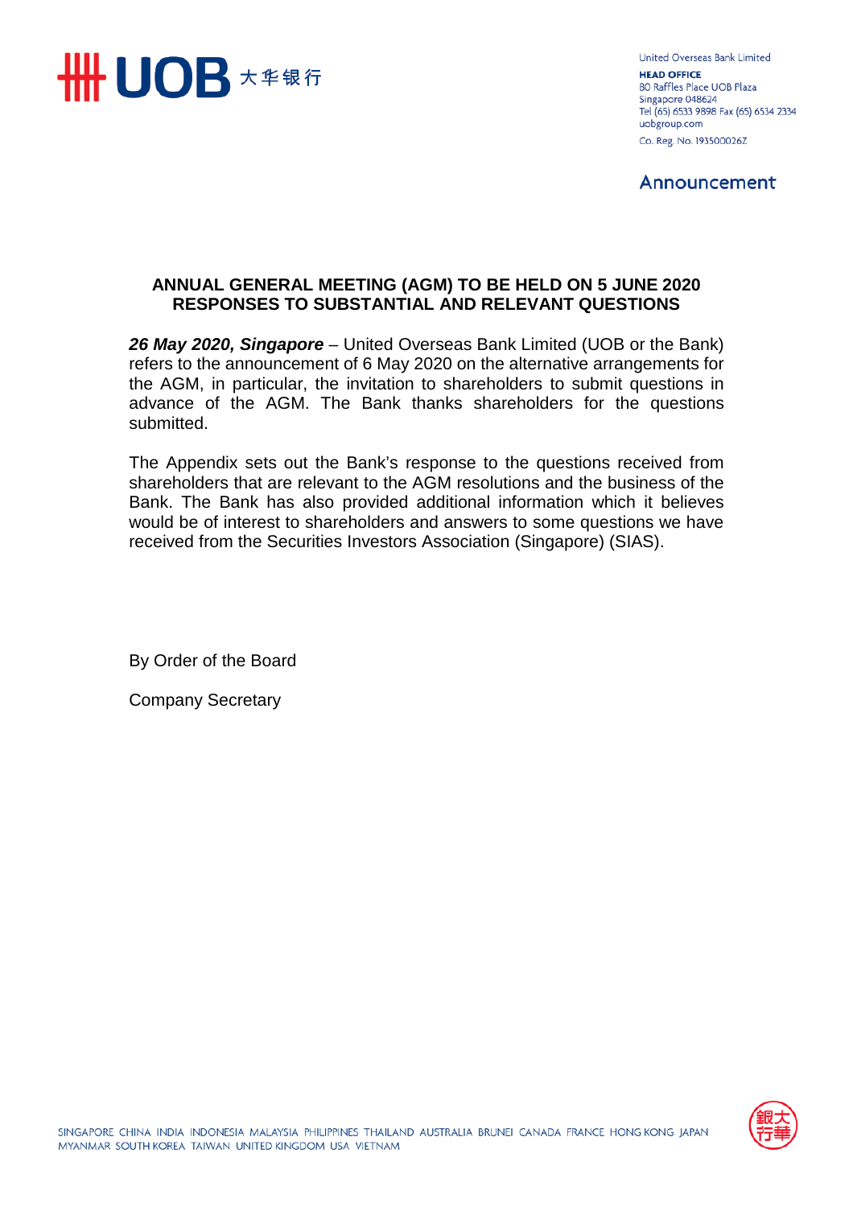United Overseas Bank Limited
**HEAD OFFICE**
80 Raffles Place UOB Plaza
Singapore 048624
Tel (65) 6533 9898 Fax (65) 6534 2334
uobgroup.com
Co. Reg. No. 193500026Z

Announcement

# ANNUAL GENERAL MEETING (AGM) TO BE HELD ON 5 JUNE 2020 RESPONSES TO SUBSTANTIAL AND RELEVANT QUESTIONS

***26 May 2020, Singapore*** – United Overseas Bank Limited (UOB or the Bank) refers to the announcement of 6 May 2020 on the alternative arrangements for the AGM, in particular, the invitation to shareholders to submit questions in advance of the AGM. The Bank thanks shareholders for the questions submitted.

The Appendix sets out the Bank's response to the questions received from shareholders that are relevant to the AGM resolutions and the business of the Bank. The Bank has also provided additional information which it believes would be of interest to shareholders and answers to some questions we have received from the Securities Investors Association (Singapore) (SIAS).

By Order of the Board

Company Secretary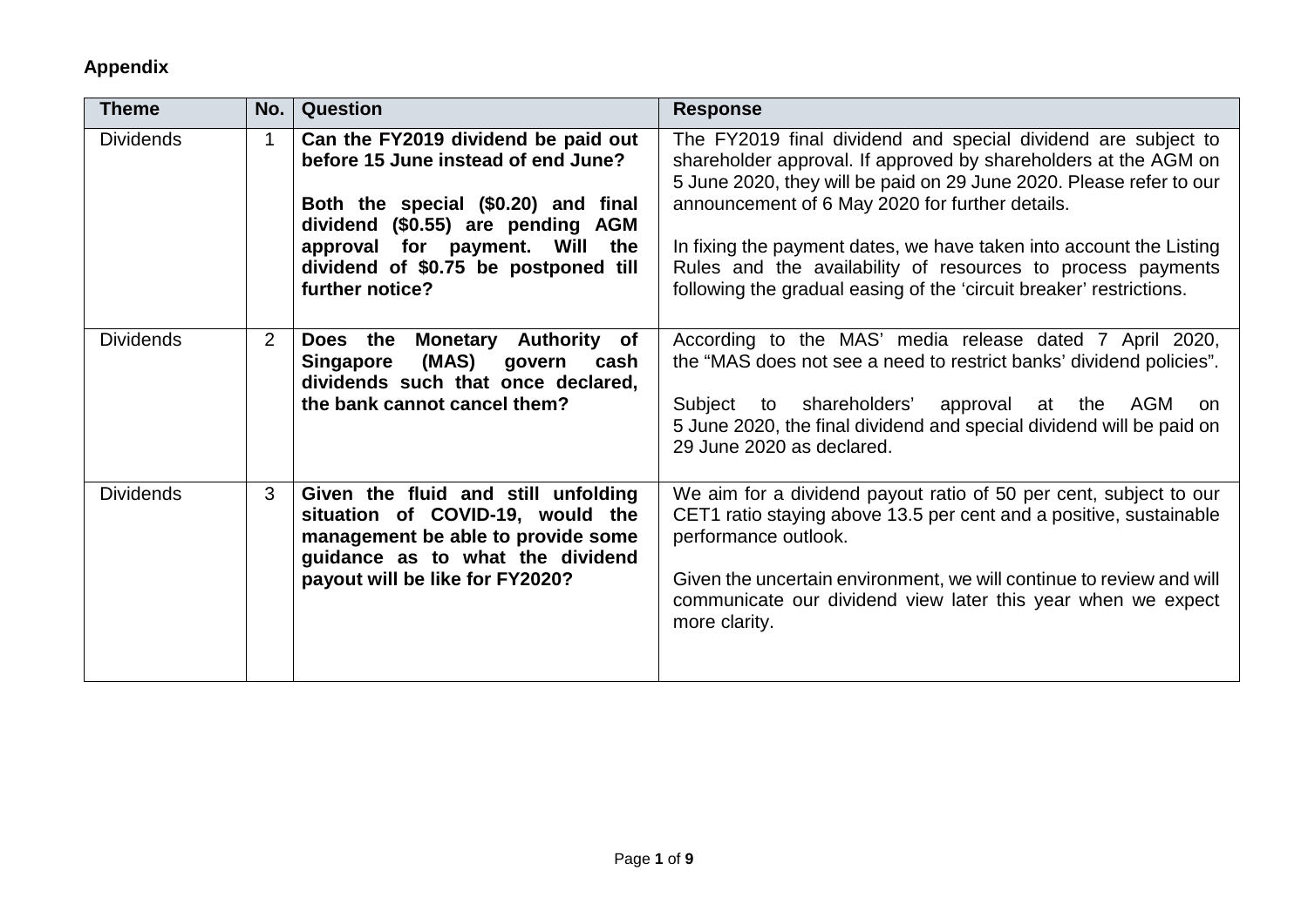**Appendix**

| Theme | No. | Question | Response |
|---|---|---|---|
| Dividends | 1 | **Can the FY2019 dividend be paid out before 15 June instead of end June?**<br><br>**Both the special ($0.20) and final dividend ($0.55) are pending AGM approval for payment. Will the dividend of $0.75 be postponed till further notice?** | The FY2019 final dividend and special dividend are subject to shareholder approval. If approved by shareholders at the AGM on 5 June 2020, they will be paid on 29 June 2020. Please refer to our announcement of 6 May 2020 for further details.<br><br>In fixing the payment dates, we have taken into account the Listing Rules and the availability of resources to process payments following the gradual easing of the 'circuit breaker' restrictions. |
| Dividends | 2 | **Does the Monetary Authority of Singapore (MAS) govern cash dividends such that once declared, the bank cannot cancel them?** | According to the MAS' media release dated 7 April 2020, the "MAS does not see a need to restrict banks' dividend policies".<br><br>Subject to shareholders' approval at the AGM on 5 June 2020, the final dividend and special dividend will be paid on 29 June 2020 as declared. |
| Dividends | 3 | **Given the fluid and still unfolding situation of COVID-19, would the management be able to provide some guidance as to what the dividend payout will be like for FY2020?** | We aim for a dividend payout ratio of 50 per cent, subject to our CET1 ratio staying above 13.5 per cent and a positive, sustainable performance outlook.<br><br>Given the uncertain environment, we will continue to review and will communicate our dividend view later this year when we expect more clarity. |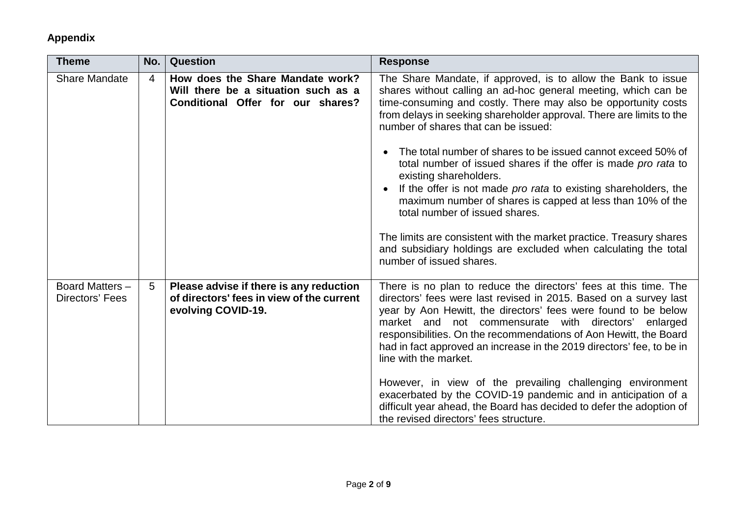**Appendix**

| Theme | No. | Question | Response |
|---|---|---|---|
| Share Mandate | 4 | **How does the Share Mandate work? Will there be a situation such as a Conditional Offer for our shares?** | The Share Mandate, if approved, is to allow the Bank to issue shares without calling an ad-hoc general meeting, which can be time-consuming and costly. There may also be opportunity costs from delays in seeking shareholder approval. There are limits to the number of shares that can be issued:<br><br>• The total number of shares to be issued cannot exceed 50% of total number of issued shares if the offer is made *pro rata* to existing shareholders.<br>• If the offer is not made *pro rata* to existing shareholders, the maximum number of shares is capped at less than 10% of the total number of issued shares.<br><br>The limits are consistent with the market practice. Treasury shares and subsidiary holdings are excluded when calculating the total number of issued shares. |
| Board Matters – Directors' Fees | 5 | **Please advise if there is any reduction of directors' fees in view of the current evolving COVID-19.** | There is no plan to reduce the directors' fees at this time. The directors' fees were last revised in 2015. Based on a survey last year by Aon Hewitt, the directors' fees were found to be below market and not commensurate with directors' enlarged responsibilities. On the recommendations of Aon Hewitt, the Board had in fact approved an increase in the 2019 directors' fee, to be in line with the market.<br><br>However, in view of the prevailing challenging environment exacerbated by the COVID-19 pandemic and in anticipation of a difficult year ahead, the Board has decided to defer the adoption of the revised directors' fees structure. |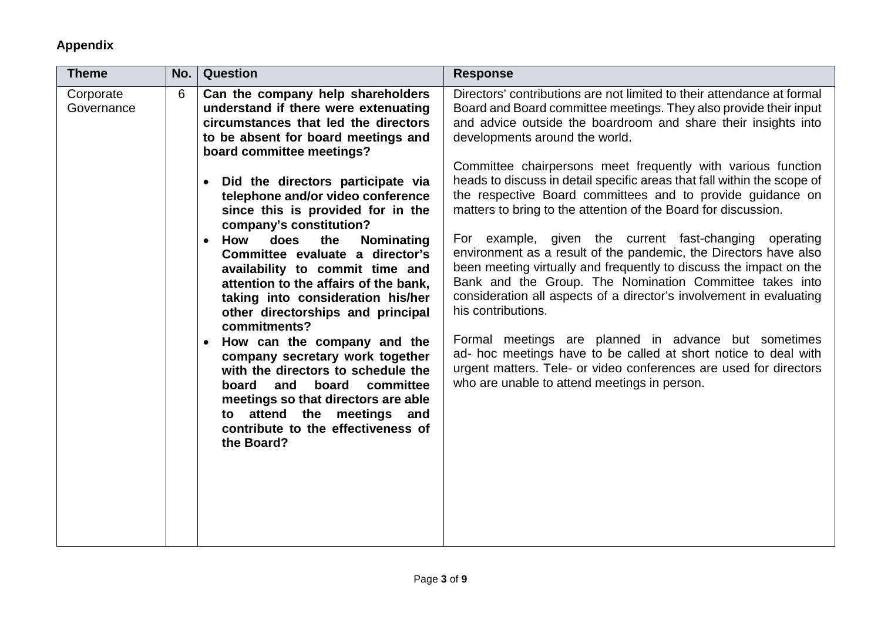**Appendix**

| Theme | No. | Question | Response |
|---|---|---|---|
| Corporate Governance | 6 | **Can the company help shareholders understand if there were extenuating circumstances that led the directors to be absent for board meetings and board committee meetings?**<br><br>• **Did the directors participate via telephone and/or video conference since this is provided for in the company's constitution?**<br>• **How does the Nominating Committee evaluate a director's availability to commit time and attention to the affairs of the bank, taking into consideration his/her other directorships and principal commitments?**<br>• **How can the company and the company secretary work together with the directors to schedule the board and board committee meetings so that directors are able to attend the meetings and contribute to the effectiveness of the Board?** | Directors' contributions are not limited to their attendance at formal Board and Board committee meetings. They also provide their input and advice outside the boardroom and share their insights into developments around the world.<br><br>Committee chairpersons meet frequently with various function heads to discuss in detail specific areas that fall within the scope of the respective Board committees and to provide guidance on matters to bring to the attention of the Board for discussion.<br><br>For example, given the current fast-changing operating environment as a result of the pandemic, the Directors have also been meeting virtually and frequently to discuss the impact on the Bank and the Group. The Nomination Committee takes into consideration all aspects of a director's involvement in evaluating his contributions.<br><br>Formal meetings are planned in advance but sometimes ad- hoc meetings have to be called at short notice to deal with urgent matters. Tele- or video conferences are used for directors who are unable to attend meetings in person. |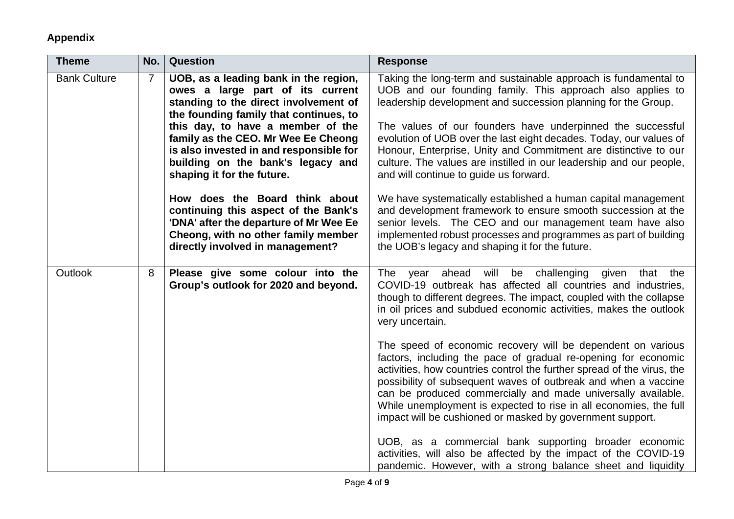**Appendix**

| Theme | No. | Question | Response |
|---|---|---|---|
| Bank Culture | 7 | **UOB, as a leading bank in the region, owes a large part of its current standing to the direct involvement of the founding family that continues, to this day, to have a member of the family as the CEO. Mr Wee Ee Cheong is also invested in and responsible for building on the bank's legacy and shaping it for the future.**<br><br>**How does the Board think about continuing this aspect of the Bank's 'DNA' after the departure of Mr Wee Ee Cheong, with no other family member directly involved in management?** | Taking the long-term and sustainable approach is fundamental to UOB and our founding family. This approach also applies to leadership development and succession planning for the Group.<br><br>The values of our founders have underpinned the successful evolution of UOB over the last eight decades. Today, our values of Honour, Enterprise, Unity and Commitment are distinctive to our culture. The values are instilled in our leadership and our people, and will continue to guide us forward.<br><br>We have systematically established a human capital management and development framework to ensure smooth succession at the senior levels. The CEO and our management team have also implemented robust processes and programmes as part of building the UOB's legacy and shaping it for the future. |
| Outlook | 8 | **Please give some colour into the Group's outlook for 2020 and beyond.** | The year ahead will be challenging given that the COVID-19 outbreak has affected all countries and industries, though to different degrees. The impact, coupled with the collapse in oil prices and subdued economic activities, makes the outlook very uncertain.<br><br>The speed of economic recovery will be dependent on various factors, including the pace of gradual re-opening for economic activities, how countries control the further spread of the virus, the possibility of subsequent waves of outbreak and when a vaccine can be produced commercially and made universally available. While unemployment is expected to rise in all economies, the full impact will be cushioned or masked by government support.<br><br>UOB, as a commercial bank supporting broader economic activities, will also be affected by the impact of the COVID-19 pandemic. However, with a strong balance sheet and liquidity |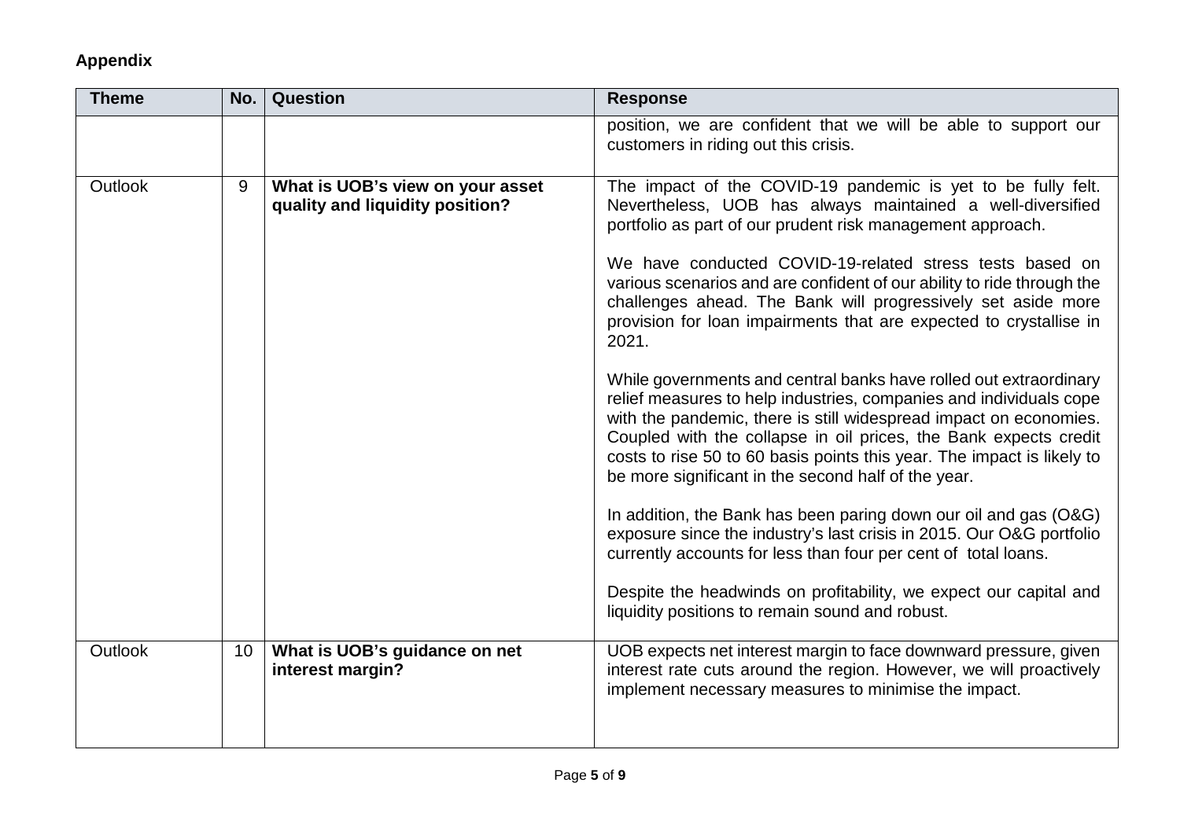**Appendix**

| Theme | No. | Question | Response |
|---|---|---|---|
| | | | position, we are confident that we will be able to support our customers in riding out this crisis. |
| Outlook | 9 | **What is UOB's view on your asset quality and liquidity position?** | The impact of the COVID-19 pandemic is yet to be fully felt. Nevertheless, UOB has always maintained a well-diversified portfolio as part of our prudent risk management approach.<br><br>We have conducted COVID-19-related stress tests based on various scenarios and are confident of our ability to ride through the challenges ahead. The Bank will progressively set aside more provision for loan impairments that are expected to crystallise in 2021.<br><br>While governments and central banks have rolled out extraordinary relief measures to help industries, companies and individuals cope with the pandemic, there is still widespread impact on economies. Coupled with the collapse in oil prices, the Bank expects credit costs to rise 50 to 60 basis points this year. The impact is likely to be more significant in the second half of the year.<br><br>In addition, the Bank has been paring down our oil and gas (O&G) exposure since the industry's last crisis in 2015. Our O&G portfolio currently accounts for less than four per cent of total loans.<br><br>Despite the headwinds on profitability, we expect our capital and liquidity positions to remain sound and robust. |
| Outlook | 10 | **What is UOB's guidance on net interest margin?** | UOB expects net interest margin to face downward pressure, given interest rate cuts around the region. However, we will proactively implement necessary measures to minimise the impact. |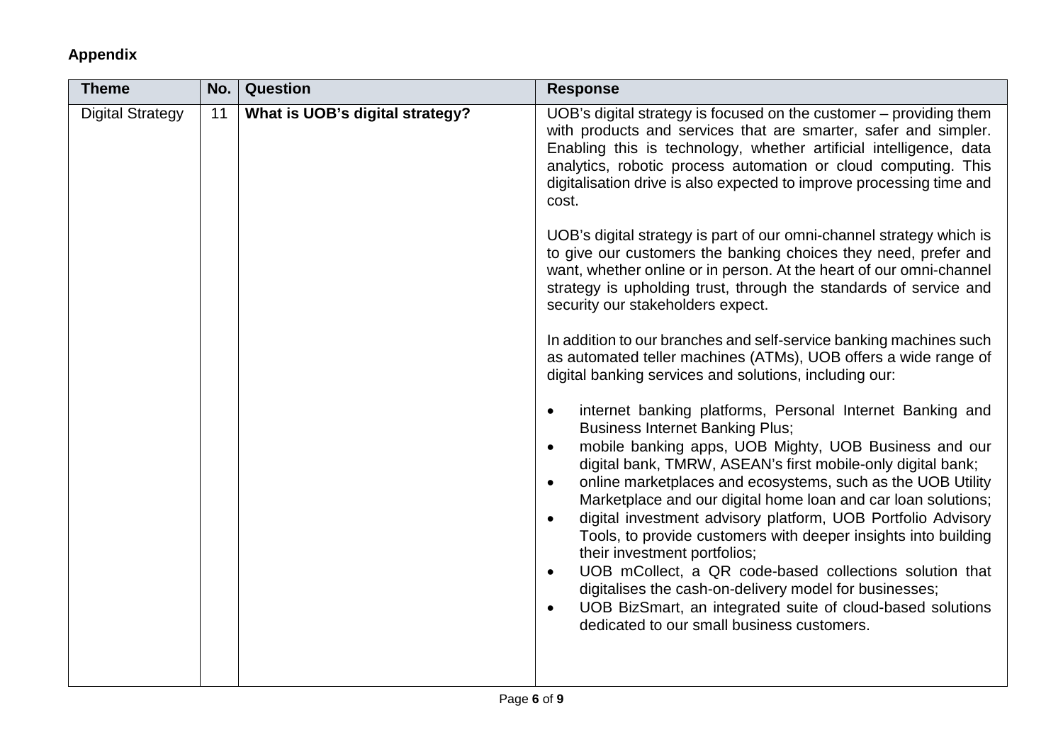**Appendix**

| Theme | No. | Question | Response |
| --- | --- | --- | --- |
| Digital Strategy | 11 | **What is UOB's digital strategy?** | UOB's digital strategy is focused on the customer – providing them with products and services that are smarter, safer and simpler. Enabling this is technology, whether artificial intelligence, data analytics, robotic process automation or cloud computing. This digitalisation drive is also expected to improve processing time and cost.<br><br>UOB's digital strategy is part of our omni-channel strategy which is to give our customers the banking choices they need, prefer and want, whether online or in person. At the heart of our omni-channel strategy is upholding trust, through the standards of service and security our stakeholders expect.<br><br>In addition to our branches and self-service banking machines such as automated teller machines (ATMs), UOB offers a wide range of digital banking services and solutions, including our:<br><br>• internet banking platforms, Personal Internet Banking and Business Internet Banking Plus;<br>• mobile banking apps, UOB Mighty, UOB Business and our digital bank, TMRW, ASEAN's first mobile-only digital bank;<br>• online marketplaces and ecosystems, such as the UOB Utility Marketplace and our digital home loan and car loan solutions;<br>• digital investment advisory platform, UOB Portfolio Advisory Tools, to provide customers with deeper insights into building their investment portfolios;<br>• UOB mCollect, a QR code-based collections solution that digitalises the cash-on-delivery model for businesses;<br>• UOB BizSmart, an integrated suite of cloud-based solutions dedicated to our small business customers. |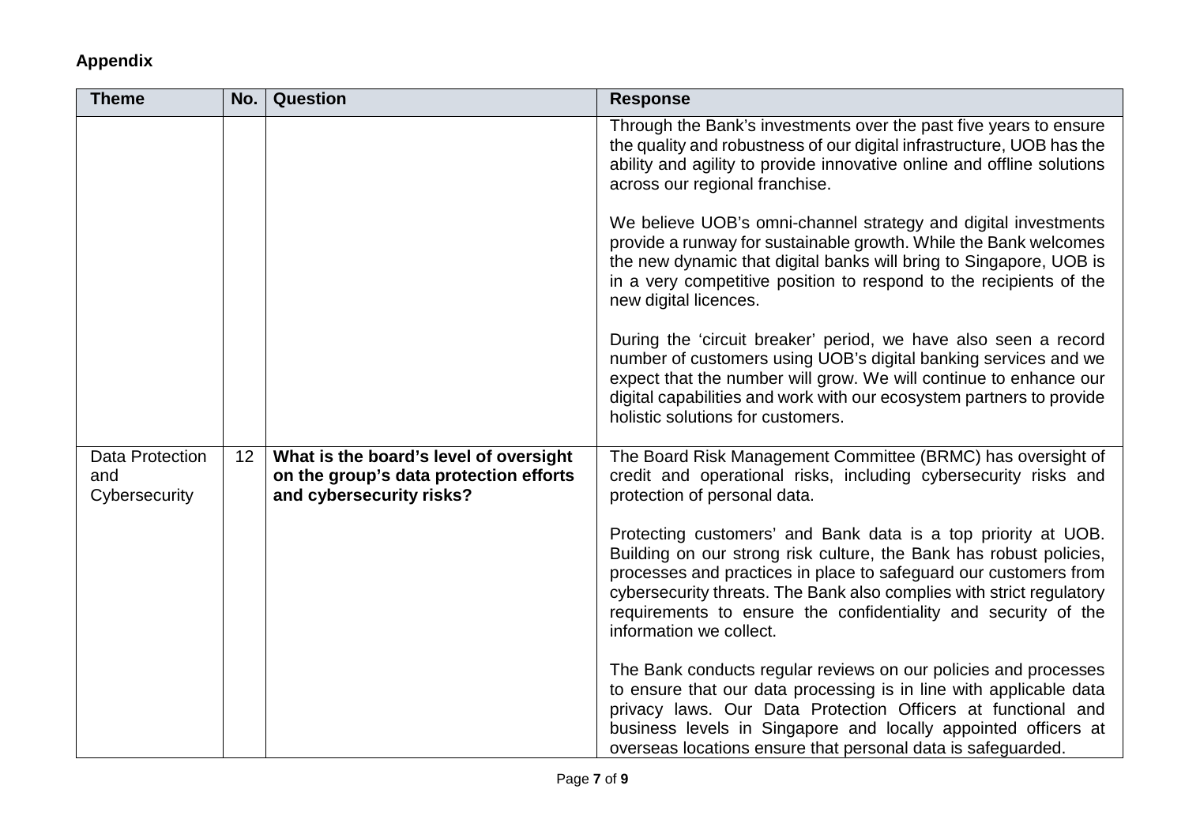**Appendix**

| Theme | No. | Question | Response |
|---|---|---|---|
| | | | Through the Bank's investments over the past five years to ensure the quality and robustness of our digital infrastructure, UOB has the ability and agility to provide innovative online and offline solutions across our regional franchise.<br><br>We believe UOB's omni-channel strategy and digital investments provide a runway for sustainable growth. While the Bank welcomes the new dynamic that digital banks will bring to Singapore, UOB is in a very competitive position to respond to the recipients of the new digital licences.<br><br>During the 'circuit breaker' period, we have also seen a record number of customers using UOB's digital banking services and we expect that the number will grow. We will continue to enhance our digital capabilities and work with our ecosystem partners to provide holistic solutions for customers. |
| Data Protection and Cybersecurity | 12 | **What is the board's level of oversight on the group's data protection efforts and cybersecurity risks?** | The Board Risk Management Committee (BRMC) has oversight of credit and operational risks, including cybersecurity risks and protection of personal data.<br><br>Protecting customers' and Bank data is a top priority at UOB. Building on our strong risk culture, the Bank has robust policies, processes and practices in place to safeguard our customers from cybersecurity threats. The Bank also complies with strict regulatory requirements to ensure the confidentiality and security of the information we collect.<br><br>The Bank conducts regular reviews on our policies and processes to ensure that our data processing is in line with applicable data privacy laws. Our Data Protection Officers at functional and business levels in Singapore and locally appointed officers at overseas locations ensure that personal data is safeguarded. |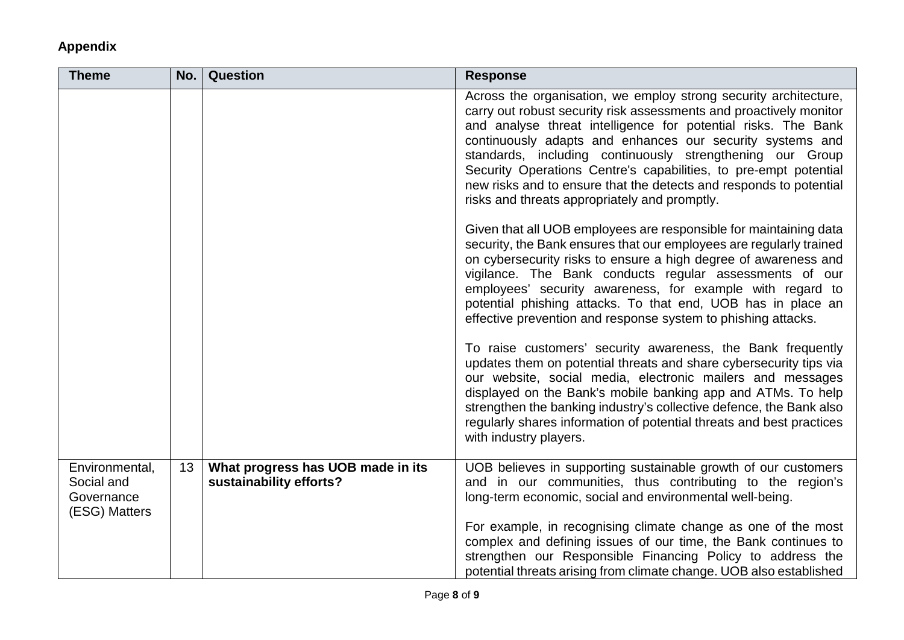**Appendix**

| Theme | No. | Question | Response |
|---|---|---|---|
| | | | Across the organisation, we employ strong security architecture, carry out robust security risk assessments and proactively monitor and analyse threat intelligence for potential risks. The Bank continuously adapts and enhances our security systems and standards, including continuously strengthening our Group Security Operations Centre's capabilities, to pre-empt potential new risks and to ensure that the detects and responds to potential risks and threats appropriately and promptly.<br><br>Given that all UOB employees are responsible for maintaining data security, the Bank ensures that our employees are regularly trained on cybersecurity risks to ensure a high degree of awareness and vigilance. The Bank conducts regular assessments of our employees' security awareness, for example with regard to potential phishing attacks. To that end, UOB has in place an effective prevention and response system to phishing attacks.<br><br>To raise customers' security awareness, the Bank frequently updates them on potential threats and share cybersecurity tips via our website, social media, electronic mailers and messages displayed on the Bank's mobile banking app and ATMs. To help strengthen the banking industry's collective defence, the Bank also regularly shares information of potential threats and best practices with industry players. |
| Environmental, Social and Governance (ESG) Matters | 13 | **What progress has UOB made in its sustainability efforts?** | UOB believes in supporting sustainable growth of our customers and in our communities, thus contributing to the region's long-term economic, social and environmental well-being.<br><br>For example, in recognising climate change as one of the most complex and defining issues of our time, the Bank continues to strengthen our Responsible Financing Policy to address the potential threats arising from climate change. UOB also established |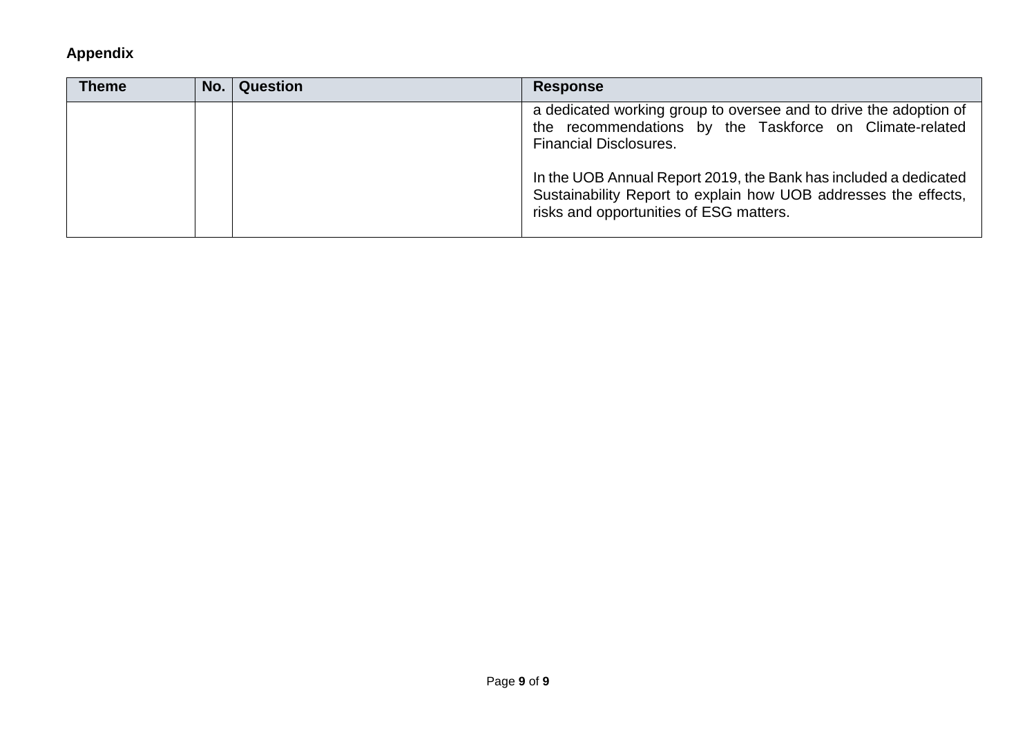**Appendix**

| Theme | No. | Question | Response |
|---|---|---|---|
| | | | a dedicated working group to oversee and to drive the adoption of the recommendations by the Taskforce on Climate-related Financial Disclosures.<br><br>In the UOB Annual Report 2019, the Bank has included a dedicated Sustainability Report to explain how UOB addresses the effects, risks and opportunities of ESG matters. |